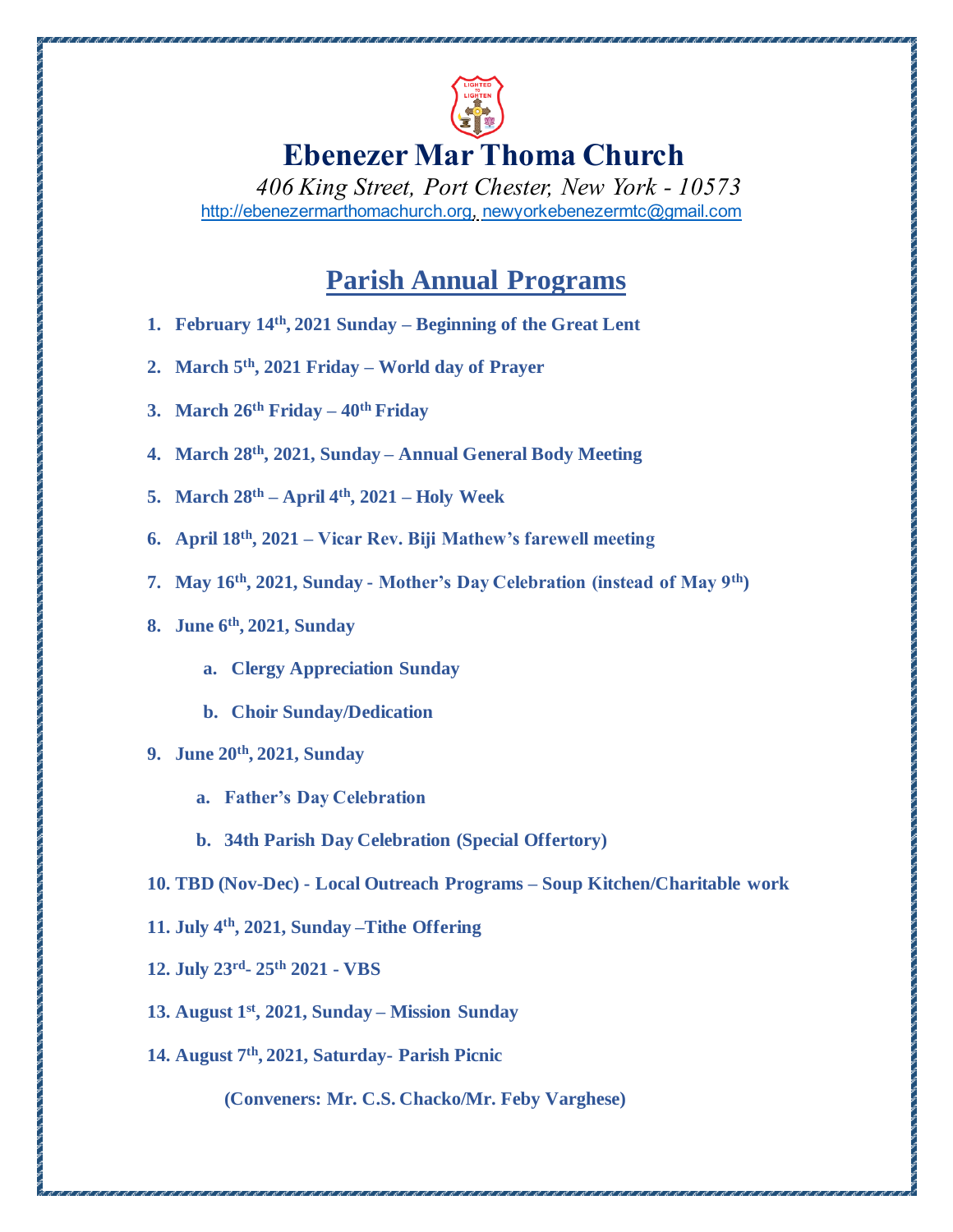# Ebenezer Mar Thoma Church

*406 King Street, Port Chester, New York - 10573*

http://ebenezermarthomachurch.org, newyorkebenezermtc@gmail.com

## Parish Annual Programs

1. **February 14th, 2021 Sunday – Beginning of the Great Lent**
2. **March 5th, 2021 Friday – World day of Prayer**
3. **March 26th Friday – 40th Friday**
4. **March 28th, 2021, Sunday – Annual General Body Meeting**
5. **March 28th – April 4th, 2021 – Holy Week**
6. **April 18th, 2021 – Vicar Rev. Biji Mathew's farewell meeting**
7. **May 16th, 2021, Sunday - Mother's Day Celebration (instead of May 9th)**
8. **June 6th, 2021, Sunday**
   a. **Clergy Appreciation Sunday**
   b. **Choir Sunday/Dedication**
9. **June 20th, 2021, Sunday**
   a. **Father's Day Celebration**
   b. **34th Parish Day Celebration (Special Offertory)**
10. **TBD (Nov-Dec) - Local Outreach Programs – Soup Kitchen/Charitable work**
11. **July 4th, 2021, Sunday –Tithe Offering**
12. **July 23rd- 25th 2021 - VBS**
13. **August 1st, 2021, Sunday – Mission Sunday**
14. **August 7th, 2021, Saturday- Parish Picnic**

    **(Conveners: Mr. C.S. Chacko/Mr. Feby Varghese)**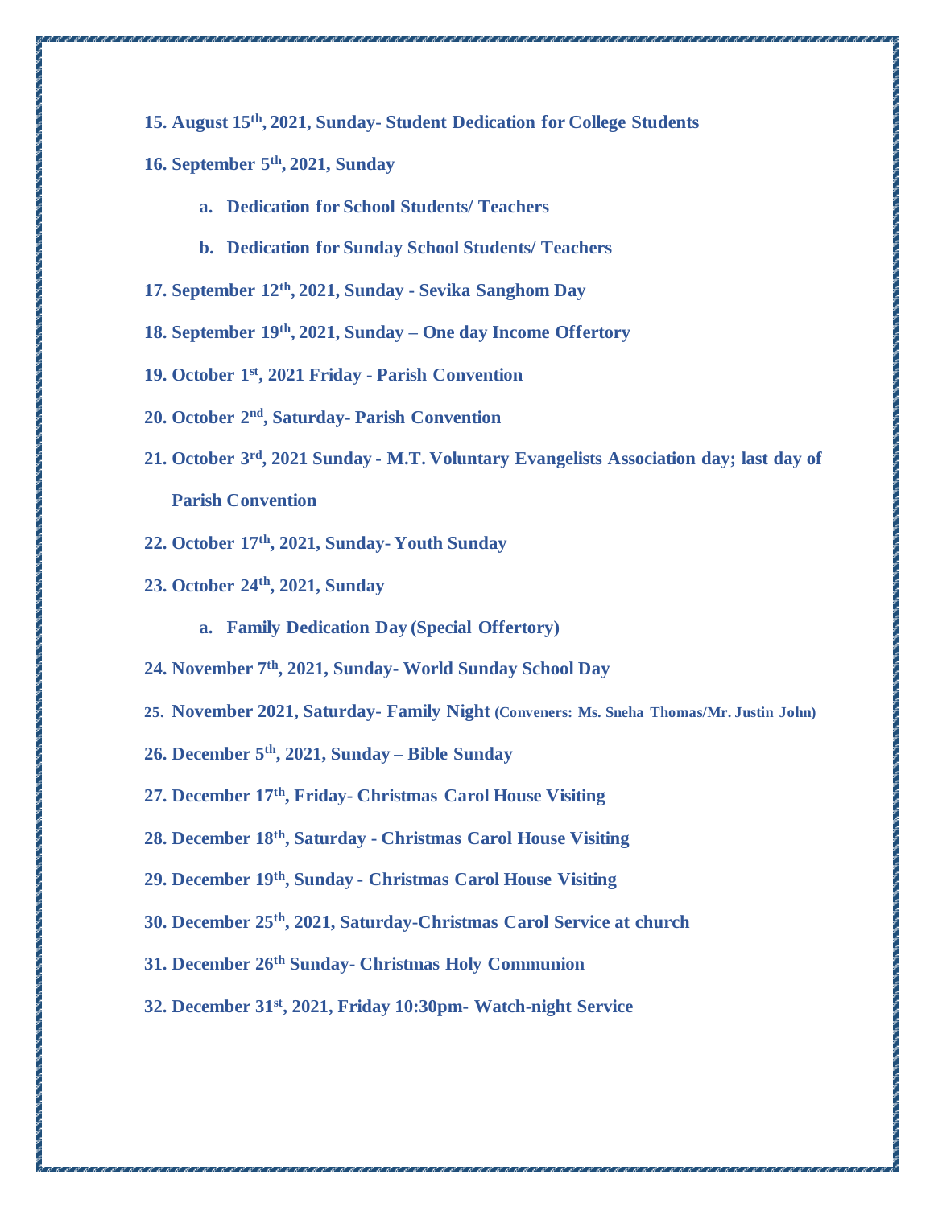15. **August 15th, 2021, Sunday- Student Dedication for College Students**
16. **September 5th, 2021, Sunday**
    a. **Dedication for School Students/ Teachers**
    b. **Dedication for Sunday School Students/ Teachers**
17. **September 12th, 2021, Sunday - Sevika Sanghom Day**
18. **September 19th, 2021, Sunday – One day Income Offertory**
19. **October 1st, 2021 Friday - Parish Convention**
20. **October 2nd, Saturday- Parish Convention**
21. **October 3rd, 2021 Sunday - M.T. Voluntary Evangelists Association day; last day of Parish Convention**
22. **October 17th, 2021, Sunday- Youth Sunday**
23. **October 24th, 2021, Sunday**
    a. **Family Dedication Day (Special Offertory)**
24. **November 7th, 2021, Sunday- World Sunday School Day**
25. **November 2021, Saturday- Family Night (Conveners: Ms. Sneha Thomas/Mr. Justin John)**
26. **December 5th, 2021, Sunday – Bible Sunday**
27. **December 17th, Friday- Christmas Carol House Visiting**
28. **December 18th, Saturday - Christmas Carol House Visiting**
29. **December 19th, Sunday - Christmas Carol House Visiting**
30. **December 25th, 2021, Saturday-Christmas Carol Service at church**
31. **December 26th Sunday- Christmas Holy Communion**
32. **December 31st, 2021, Friday 10:30pm- Watch-night Service**